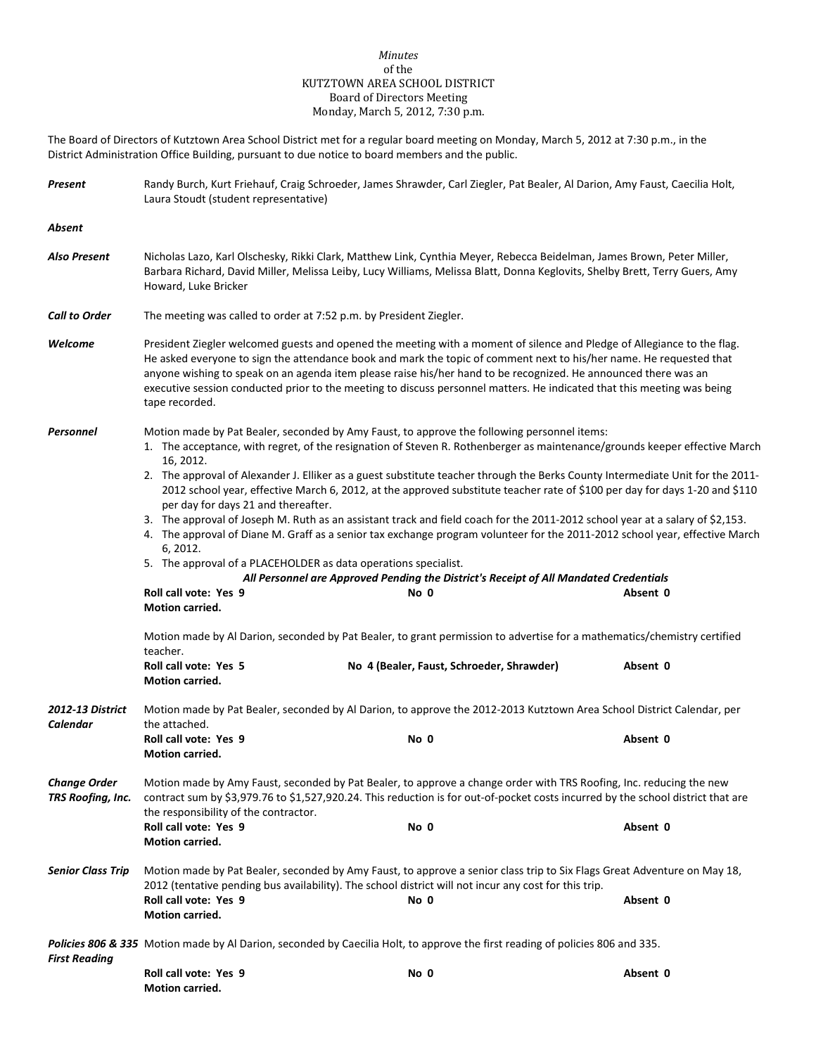*Minutes*
of the
KUTZTOWN AREA SCHOOL DISTRICT
Board of Directors Meeting
Monday, March 5, 2012, 7:30 p.m.

The Board of Directors of Kutztown Area School District met for a regular board meeting on Monday, March 5, 2012 at 7:30 p.m., in the District Administration Office Building, pursuant to due notice to board members and the public.

***Present*** Randy Burch, Kurt Friehauf, Craig Schroeder, James Shrawder, Carl Ziegler, Pat Bealer, Al Darion, Amy Faust, Caecilia Holt, Laura Stoudt (student representative)

***Absent***

***Also Present*** Nicholas Lazo, Karl Olschesky, Rikki Clark, Matthew Link, Cynthia Meyer, Rebecca Beidelman, James Brown, Peter Miller, Barbara Richard, David Miller, Melissa Leiby, Lucy Williams, Melissa Blatt, Donna Keglovits, Shelby Brett, Terry Guers, Amy Howard, Luke Bricker

***Call to Order*** The meeting was called to order at 7:52 p.m. by President Ziegler.

***Welcome*** President Ziegler welcomed guests and opened the meeting with a moment of silence and Pledge of Allegiance to the flag. He asked everyone to sign the attendance book and mark the topic of comment next to his/her name. He requested that anyone wishing to speak on an agenda item please raise his/her hand to be recognized. He announced there was an executive session conducted prior to the meeting to discuss personnel matters. He indicated that this meeting was being tape recorded.

***Personnel*** Motion made by Pat Bealer, seconded by Amy Faust, to approve the following personnel items:

1. The acceptance, with regret, of the resignation of Steven R. Rothenberger as maintenance/grounds keeper effective March 16, 2012.
2. The approval of Alexander J. Elliker as a guest substitute teacher through the Berks County Intermediate Unit for the 2011-2012 school year, effective March 6, 2012, at the approved substitute teacher rate of $100 per day for days 1-20 and $110 per day for days 21 and thereafter.
3. The approval of Joseph M. Ruth as an assistant track and field coach for the 2011-2012 school year at a salary of $2,153.
4. The approval of Diane M. Graff as a senior tax exchange program volunteer for the 2011-2012 school year, effective March 6, 2012.
5. The approval of a PLACEHOLDER as data operations specialist.

***All Personnel are Approved Pending the District's Receipt of All Mandated Credentials***

**Roll call vote: Yes 9** **No 0** **Absent 0**
**Motion carried.**

Motion made by Al Darion, seconded by Pat Bealer, to grant permission to advertise for a mathematics/chemistry certified teacher.

**Roll call vote: Yes 5** **No 4 (Bealer, Faust, Schroeder, Shrawder)** **Absent 0**
**Motion carried.**

***2012-13 District Calendar*** Motion made by Pat Bealer, seconded by Al Darion, to approve the 2012-2013 Kutztown Area School District Calendar, per the attached.

**Roll call vote: Yes 9** **No 0** **Absent 0**
**Motion carried.**

***Change Order TRS Roofing, Inc.*** Motion made by Amy Faust, seconded by Pat Bealer, to approve a change order with TRS Roofing, Inc. reducing the new contract sum by $3,979.76 to $1,527,920.24. This reduction is for out-of-pocket costs incurred by the school district that are the responsibility of the contractor.

**Roll call vote: Yes 9** **No 0** **Absent 0**
**Motion carried.**

***Senior Class Trip*** Motion made by Pat Bealer, seconded by Amy Faust, to approve a senior class trip to Six Flags Great Adventure on May 18, 2012 (tentative pending bus availability). The school district will not incur any cost for this trip.

**Roll call vote: Yes 9** **No 0** **Absent 0**
**Motion carried.**

***Policies 806 & 335 First Reading*** Motion made by Al Darion, seconded by Caecilia Holt, to approve the first reading of policies 806 and 335.

**Roll call vote: Yes 9** **No 0** **Absent 0**
**Motion carried.**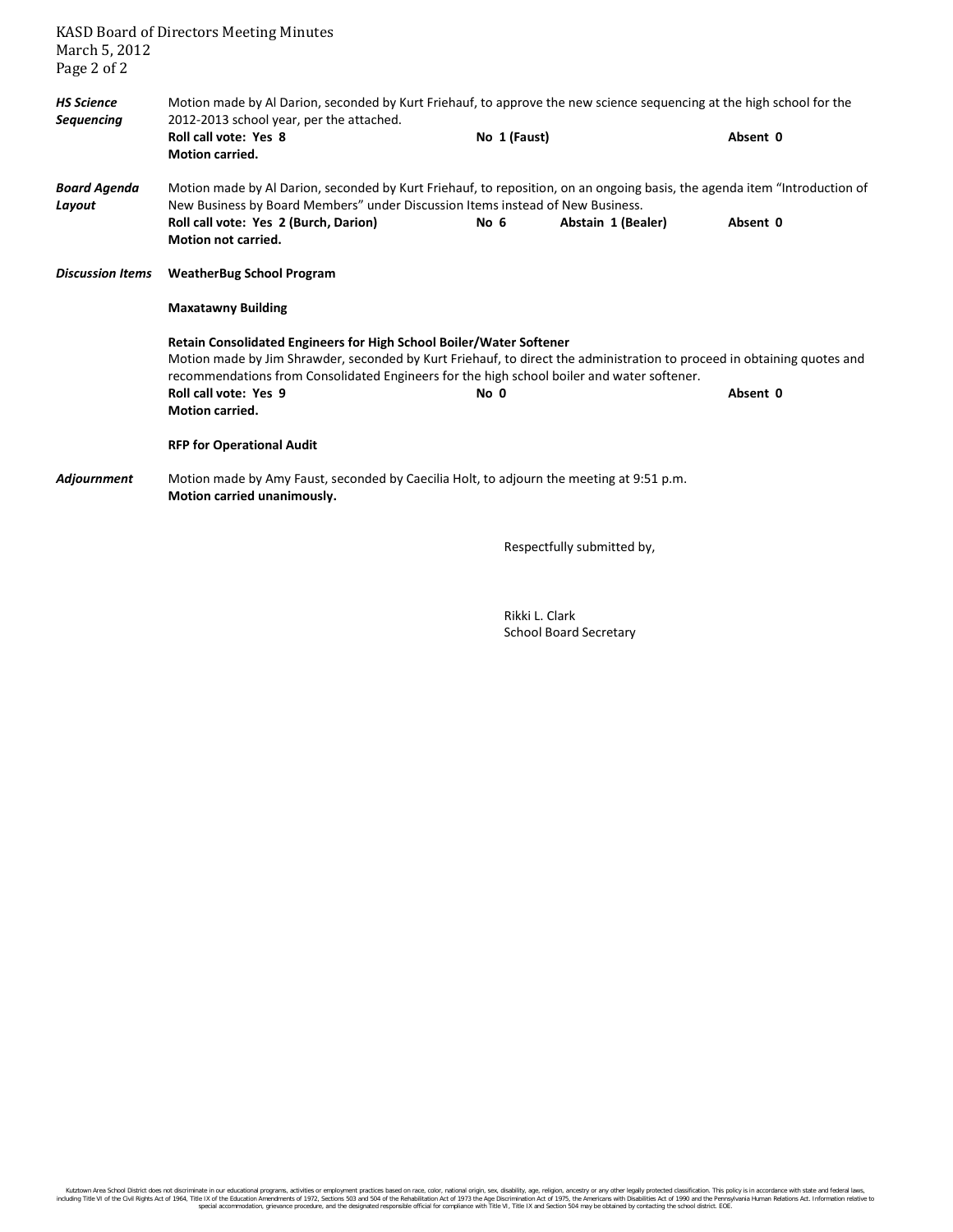***HS Science Sequencing***

Motion made by Al Darion, seconded by Kurt Friehauf, to approve the new science sequencing at the high school for the 2012-2013 school year, per the attached.

**Roll call vote: Yes 8** | **No 1 (Faust)** | **Absent 0**

**Motion carried.**

***Board Agenda Layout***

Motion made by Al Darion, seconded by Kurt Friehauf, to reposition, on an ongoing basis, the agenda item "Introduction of New Business by Board Members" under Discussion Items instead of New Business.

**Roll call vote: Yes 2 (Burch, Darion)** | **No 6** | **Abstain 1 (Bealer)** | **Absent 0**

**Motion not carried.**

***Discussion Items***

**WeatherBug School Program**

**Maxatawny Building**

**Retain Consolidated Engineers for High School Boiler/Water Softener**

Motion made by Jim Shrawder, seconded by Kurt Friehauf, to direct the administration to proceed in obtaining quotes and recommendations from Consolidated Engineers for the high school boiler and water softener.

**Roll call vote: Yes 9** | **No 0** | **Absent 0**

**Motion carried.**

**RFP for Operational Audit**

***Adjournment***

Motion made by Amy Faust, seconded by Caecilia Holt, to adjourn the meeting at 9:51 p.m.

**Motion carried unanimously.**

Respectfully submitted by,

Rikki L. Clark
School Board Secretary

Kutztown Area School District does not discriminate in our educational programs, activities or employment practices based on race, color, national origin, sex, disability, age, religion, ancestry or any other legally protected classification. This policy is in accordance with state and federal laws, including Title VI of the Civil Rights Act of 1964, Title IX of the Education Amendments of 1972, Sections 503 and 504 of the Rehabilitation Act of 1973 the Age Discrimination Act of 1975, the Americans with Disabilities Act of 1990 and the Pennsylvania Human Relations Act. Information relative to special accommodation, grievance procedure, and the designated responsible official for compliance with Title VI, Title IX and Section 504 may be obtained by contacting the school district. EOE.